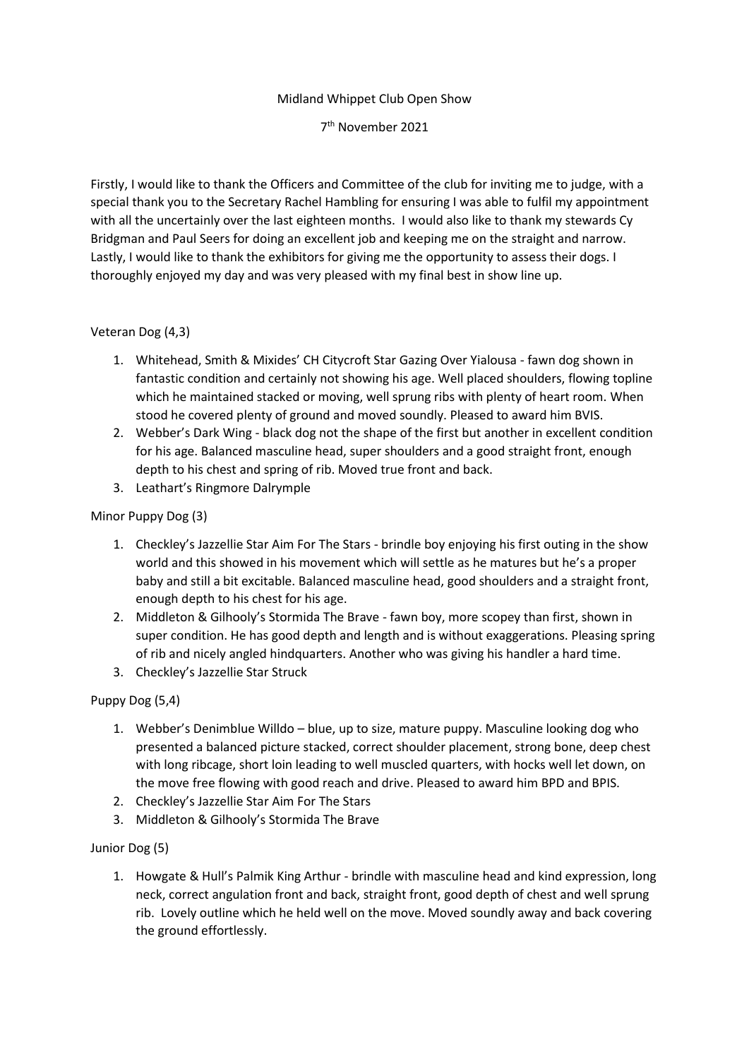Midland Whippet Club Open Show

7th November 2021

Firstly, I would like to thank the Officers and Committee of the club for inviting me to judge, with a special thank you to the Secretary Rachel Hambling for ensuring I was able to fulfil my appointment with all the uncertainly over the last eighteen months. I would also like to thank my stewards Cy Bridgman and Paul Seers for doing an excellent job and keeping me on the straight and narrow. Lastly, I would like to thank the exhibitors for giving me the opportunity to assess their dogs. I thoroughly enjoyed my day and was very pleased with my final best in show line up.

Veteran Dog (4,3)

1. Whitehead, Smith & Mixides' CH Citycroft Star Gazing Over Yialousa - fawn dog shown in fantastic condition and certainly not showing his age. Well placed shoulders, flowing topline which he maintained stacked or moving, well sprung ribs with plenty of heart room. When stood he covered plenty of ground and moved soundly. Pleased to award him BVIS.
2. Webber's Dark Wing - black dog not the shape of the first but another in excellent condition for his age. Balanced masculine head, super shoulders and a good straight front, enough depth to his chest and spring of rib. Moved true front and back.
3. Leathart's Ringmore Dalrymple

Minor Puppy Dog (3)

1. Checkley's Jazzellie Star Aim For The Stars - brindle boy enjoying his first outing in the show world and this showed in his movement which will settle as he matures but he's a proper baby and still a bit excitable. Balanced masculine head, good shoulders and a straight front, enough depth to his chest for his age.
2. Middleton & Gilhooly's Stormida The Brave - fawn boy, more scopey than first, shown in super condition. He has good depth and length and is without exaggerations. Pleasing spring of rib and nicely angled hindquarters. Another who was giving his handler a hard time.
3. Checkley's Jazzellie Star Struck

Puppy Dog (5,4)

1. Webber's Denimblue Willdo – blue, up to size, mature puppy. Masculine looking dog who presented a balanced picture stacked, correct shoulder placement, strong bone, deep chest with long ribcage, short loin leading to well muscled quarters, with hocks well let down, on the move free flowing with good reach and drive. Pleased to award him BPD and BPIS.
2. Checkley's Jazzellie Star Aim For The Stars
3. Middleton & Gilhooly's Stormida The Brave

Junior Dog (5)

1. Howgate & Hull's Palmik King Arthur - brindle with masculine head and kind expression, long neck, correct angulation front and back, straight front, good depth of chest and well sprung rib. Lovely outline which he held well on the move. Moved soundly away and back covering the ground effortlessly.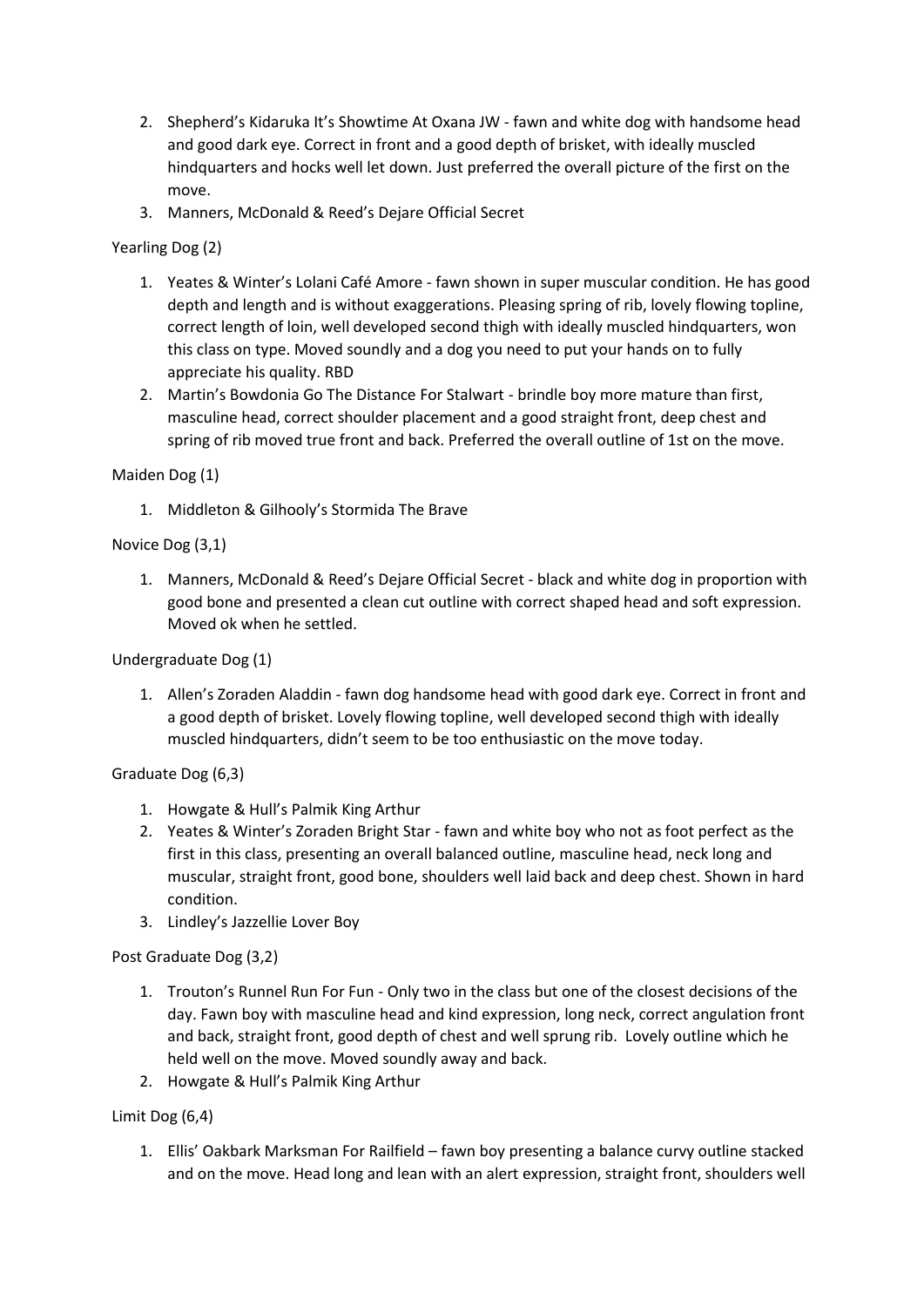2. Shepherd's Kidaruka It's Showtime At Oxana JW - fawn and white dog with handsome head and good dark eye. Correct in front and a good depth of brisket, with ideally muscled hindquarters and hocks well let down. Just preferred the overall picture of the first on the move.
3. Manners, McDonald & Reed's Dejare Official Secret

Yearling Dog (2)

1. Yeates & Winter's Lolani Café Amore - fawn shown in super muscular condition. He has good depth and length and is without exaggerations. Pleasing spring of rib, lovely flowing topline, correct length of loin, well developed second thigh with ideally muscled hindquarters, won this class on type. Moved soundly and a dog you need to put your hands on to fully appreciate his quality. RBD
2. Martin's Bowdonia Go The Distance For Stalwart - brindle boy more mature than first, masculine head, correct shoulder placement and a good straight front, deep chest and spring of rib moved true front and back. Preferred the overall outline of 1st on the move.

Maiden Dog (1)

1. Middleton & Gilhooly's Stormida The Brave

Novice Dog (3,1)

1. Manners, McDonald & Reed's Dejare Official Secret - black and white dog in proportion with good bone and presented a clean cut outline with correct shaped head and soft expression. Moved ok when he settled.

Undergraduate Dog (1)

1. Allen's Zoraden Aladdin - fawn dog handsome head with good dark eye. Correct in front and a good depth of brisket. Lovely flowing topline, well developed second thigh with ideally muscled hindquarters, didn't seem to be too enthusiastic on the move today.

Graduate Dog (6,3)

1. Howgate & Hull's Palmik King Arthur
2. Yeates & Winter's Zoraden Bright Star - fawn and white boy who not as foot perfect as the first in this class, presenting an overall balanced outline, masculine head, neck long and muscular, straight front, good bone, shoulders well laid back and deep chest. Shown in hard condition.
3. Lindley's Jazzellie Lover Boy

Post Graduate Dog (3,2)

1. Trouton's Runnel Run For Fun - Only two in the class but one of the closest decisions of the day. Fawn boy with masculine head and kind expression, long neck, correct angulation front and back, straight front, good depth of chest and well sprung rib. Lovely outline which he held well on the move. Moved soundly away and back.
2. Howgate & Hull's Palmik King Arthur

Limit Dog (6,4)

1. Ellis' Oakbark Marksman For Railfield – fawn boy presenting a balance curvy outline stacked and on the move. Head long and lean with an alert expression, straight front, shoulders well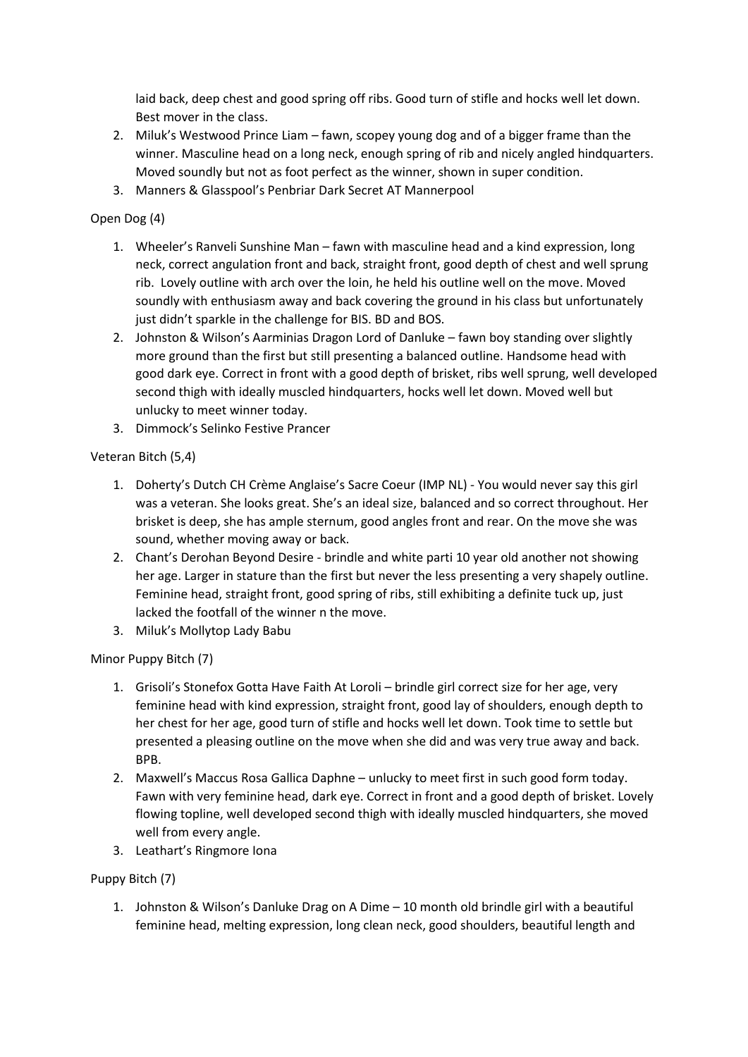laid back, deep chest and good spring off ribs. Good turn of stifle and hocks well let down. Best mover in the class.

2. Miluk's Westwood Prince Liam – fawn, scopey young dog and of a bigger frame than the winner. Masculine head on a long neck, enough spring of rib and nicely angled hindquarters. Moved soundly but not as foot perfect as the winner, shown in super condition.
3. Manners & Glasspool's Penbriar Dark Secret AT Mannerpool

Open Dog (4)

1. Wheeler's Ranveli Sunshine Man – fawn with masculine head and a kind expression, long neck, correct angulation front and back, straight front, good depth of chest and well sprung rib. Lovely outline with arch over the loin, he held his outline well on the move. Moved soundly with enthusiasm away and back covering the ground in his class but unfortunately just didn't sparkle in the challenge for BIS. BD and BOS.
2. Johnston & Wilson's Aarminias Dragon Lord of Danluke – fawn boy standing over slightly more ground than the first but still presenting a balanced outline. Handsome head with good dark eye. Correct in front with a good depth of brisket, ribs well sprung, well developed second thigh with ideally muscled hindquarters, hocks well let down. Moved well but unlucky to meet winner today.
3. Dimmock's Selinko Festive Prancer

Veteran Bitch (5,4)

1. Doherty's Dutch CH Crème Anglaise's Sacre Coeur (IMP NL) - You would never say this girl was a veteran. She looks great. She's an ideal size, balanced and so correct throughout. Her brisket is deep, she has ample sternum, good angles front and rear. On the move she was sound, whether moving away or back.
2. Chant's Derohan Beyond Desire - brindle and white parti 10 year old another not showing her age. Larger in stature than the first but never the less presenting a very shapely outline. Feminine head, straight front, good spring of ribs, still exhibiting a definite tuck up, just lacked the footfall of the winner n the move.
3. Miluk's Mollytop Lady Babu

Minor Puppy Bitch (7)

1. Grisoli's Stonefox Gotta Have Faith At Loroli – brindle girl correct size for her age, very feminine head with kind expression, straight front, good lay of shoulders, enough depth to her chest for her age, good turn of stifle and hocks well let down. Took time to settle but presented a pleasing outline on the move when she did and was very true away and back. BPB.
2. Maxwell's Maccus Rosa Gallica Daphne – unlucky to meet first in such good form today. Fawn with very feminine head, dark eye. Correct in front and a good depth of brisket. Lovely flowing topline, well developed second thigh with ideally muscled hindquarters, she moved well from every angle.
3. Leathart's Ringmore Iona

Puppy Bitch (7)

1. Johnston & Wilson's Danluke Drag on A Dime – 10 month old brindle girl with a beautiful feminine head, melting expression, long clean neck, good shoulders, beautiful length and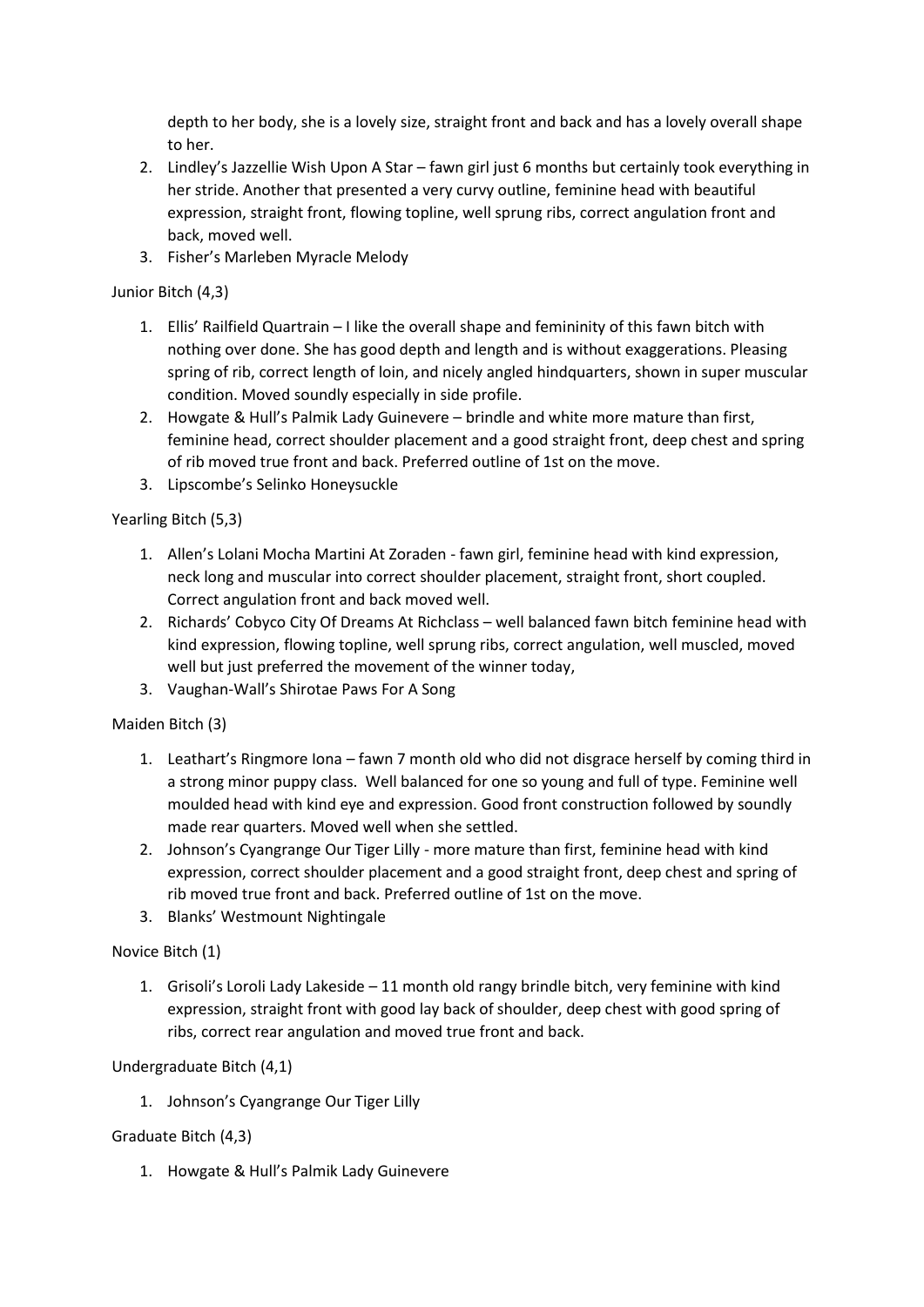depth to her body, she is a lovely size, straight front and back and has a lovely overall shape to her.

2. Lindley's Jazzellie Wish Upon A Star – fawn girl just 6 months but certainly took everything in her stride. Another that presented a very curvy outline, feminine head with beautiful expression, straight front, flowing topline, well sprung ribs, correct angulation front and back, moved well.
3. Fisher's Marleben Myracle Melody

Junior Bitch (4,3)

1. Ellis' Railfield Quartrain – I like the overall shape and femininity of this fawn bitch with nothing over done. She has good depth and length and is without exaggerations. Pleasing spring of rib, correct length of loin, and nicely angled hindquarters, shown in super muscular condition. Moved soundly especially in side profile.
2. Howgate & Hull's Palmik Lady Guinevere – brindle and white more mature than first, feminine head, correct shoulder placement and a good straight front, deep chest and spring of rib moved true front and back. Preferred outline of 1st on the move.
3. Lipscombe's Selinko Honeysuckle

Yearling Bitch (5,3)

1. Allen's Lolani Mocha Martini At Zoraden - fawn girl, feminine head with kind expression, neck long and muscular into correct shoulder placement, straight front, short coupled. Correct angulation front and back moved well.
2. Richards' Cobyco City Of Dreams At Richclass – well balanced fawn bitch feminine head with kind expression, flowing topline, well sprung ribs, correct angulation, well muscled, moved well but just preferred the movement of the winner today,
3. Vaughan-Wall's Shirotae Paws For A Song

Maiden Bitch (3)

1. Leathart's Ringmore Iona – fawn 7 month old who did not disgrace herself by coming third in a strong minor puppy class. Well balanced for one so young and full of type. Feminine well moulded head with kind eye and expression. Good front construction followed by soundly made rear quarters. Moved well when she settled.
2. Johnson's Cyangrange Our Tiger Lilly - more mature than first, feminine head with kind expression, correct shoulder placement and a good straight front, deep chest and spring of rib moved true front and back. Preferred outline of 1st on the move.
3. Blanks' Westmount Nightingale

Novice Bitch (1)

1. Grisoli's Loroli Lady Lakeside – 11 month old rangy brindle bitch, very feminine with kind expression, straight front with good lay back of shoulder, deep chest with good spring of ribs, correct rear angulation and moved true front and back.

Undergraduate Bitch (4,1)

1. Johnson's Cyangrange Our Tiger Lilly

Graduate Bitch (4,3)

1. Howgate & Hull's Palmik Lady Guinevere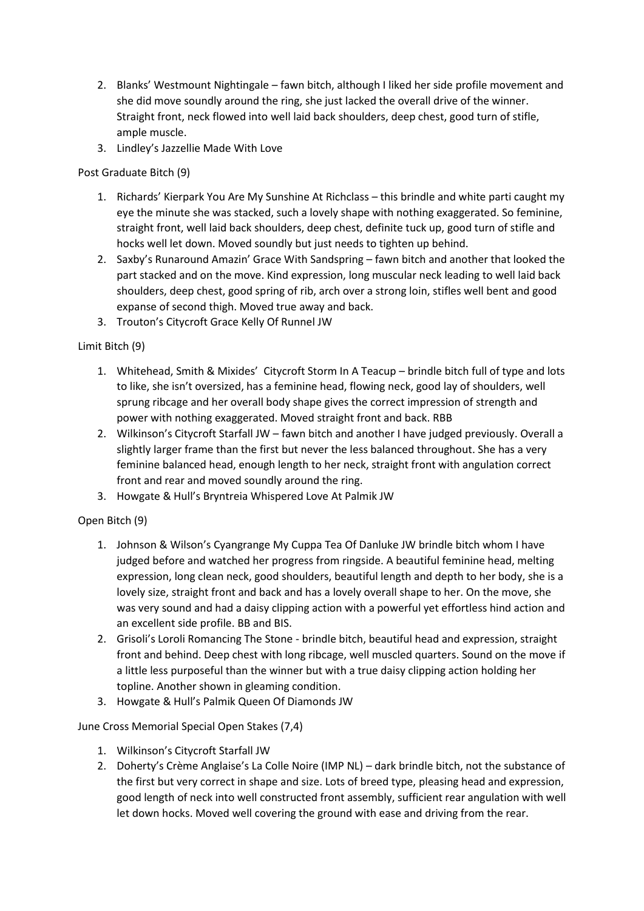2. Blanks' Westmount Nightingale – fawn bitch, although I liked her side profile movement and she did move soundly around the ring, she just lacked the overall drive of the winner. Straight front, neck flowed into well laid back shoulders, deep chest, good turn of stifle, ample muscle.
3. Lindley's Jazzellie Made With Love

Post Graduate Bitch (9)

1. Richards' Kierpark You Are My Sunshine At Richclass – this brindle and white parti caught my eye the minute she was stacked, such a lovely shape with nothing exaggerated. So feminine, straight front, well laid back shoulders, deep chest, definite tuck up, good turn of stifle and hocks well let down. Moved soundly but just needs to tighten up behind.
2. Saxby's Runaround Amazin' Grace With Sandspring – fawn bitch and another that looked the part stacked and on the move. Kind expression, long muscular neck leading to well laid back shoulders, deep chest, good spring of rib, arch over a strong loin, stifles well bent and good expanse of second thigh. Moved true away and back.
3. Trouton's Citycroft Grace Kelly Of Runnel JW

Limit Bitch (9)

1. Whitehead, Smith & Mixides' Citycroft Storm In A Teacup – brindle bitch full of type and lots to like, she isn't oversized, has a feminine head, flowing neck, good lay of shoulders, well sprung ribcage and her overall body shape gives the correct impression of strength and power with nothing exaggerated. Moved straight front and back. RBB
2. Wilkinson's Citycroft Starfall JW – fawn bitch and another I have judged previously. Overall a slightly larger frame than the first but never the less balanced throughout. She has a very feminine balanced head, enough length to her neck, straight front with angulation correct front and rear and moved soundly around the ring.
3. Howgate & Hull's Bryntreia Whispered Love At Palmik JW

Open Bitch (9)

1. Johnson & Wilson's Cyangrange My Cuppa Tea Of Danluke JW brindle bitch whom I have judged before and watched her progress from ringside. A beautiful feminine head, melting expression, long clean neck, good shoulders, beautiful length and depth to her body, she is a lovely size, straight front and back and has a lovely overall shape to her. On the move, she was very sound and had a daisy clipping action with a powerful yet effortless hind action and an excellent side profile. BB and BIS.
2. Grisoli's Loroli Romancing The Stone - brindle bitch, beautiful head and expression, straight front and behind. Deep chest with long ribcage, well muscled quarters. Sound on the move if a little less purposeful than the winner but with a true daisy clipping action holding her topline. Another shown in gleaming condition.
3. Howgate & Hull's Palmik Queen Of Diamonds JW

June Cross Memorial Special Open Stakes (7,4)

1. Wilkinson's Citycroft Starfall JW
2. Doherty's Crème Anglaise's La Colle Noire (IMP NL) – dark brindle bitch, not the substance of the first but very correct in shape and size. Lots of breed type, pleasing head and expression, good length of neck into well constructed front assembly, sufficient rear angulation with well let down hocks. Moved well covering the ground with ease and driving from the rear.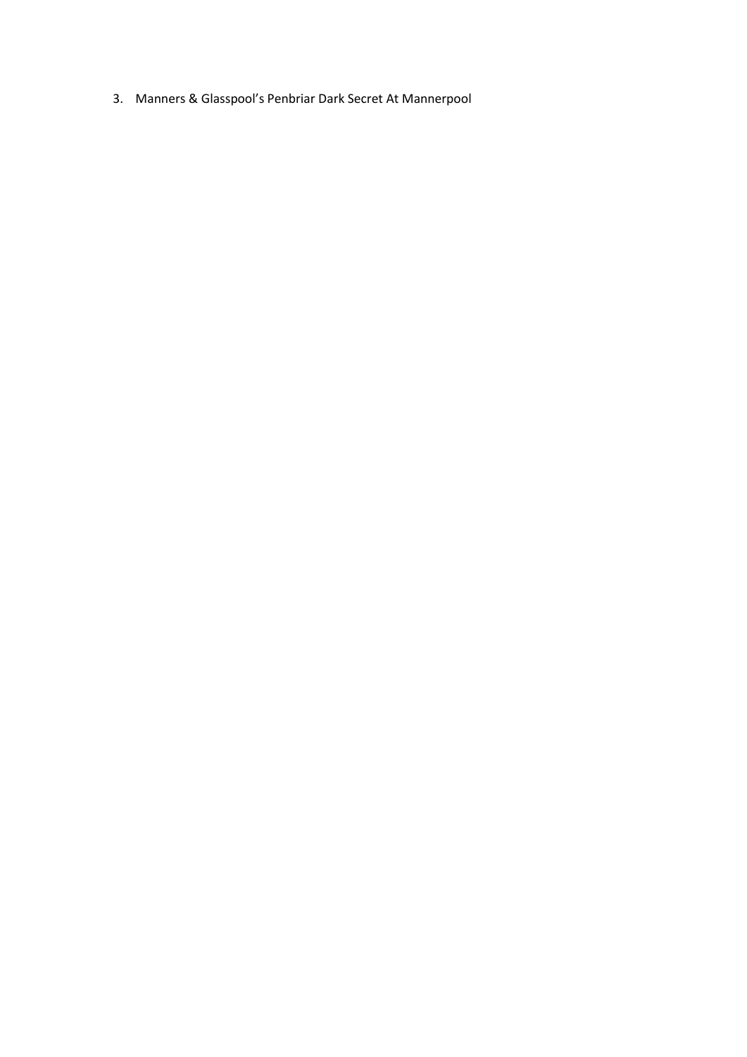3. Manners & Glasspool's Penbriar Dark Secret At Mannerpool